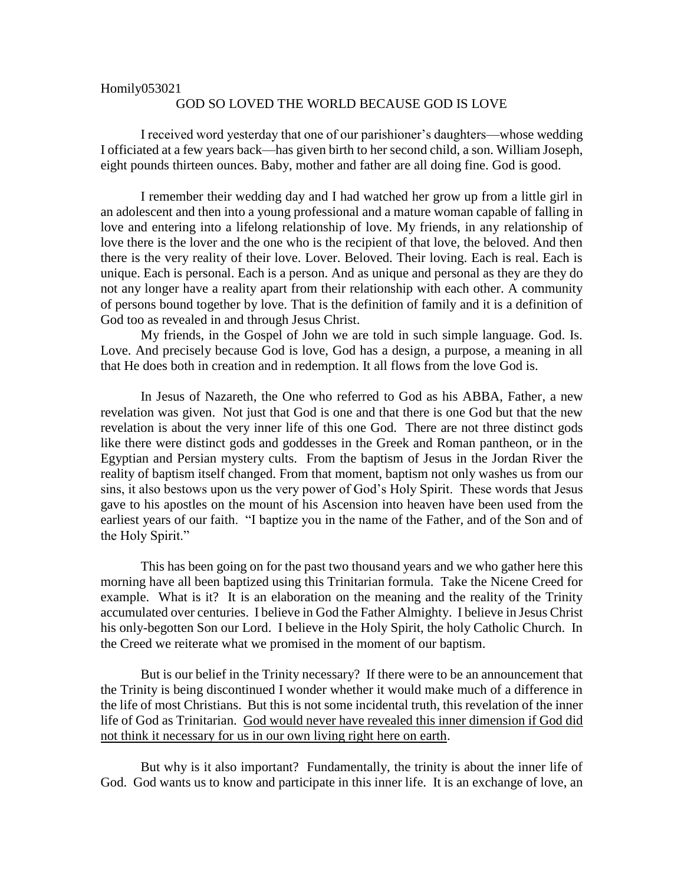Homily053021

# GOD SO LOVED THE WORLD BECAUSE GOD IS LOVE

I received word yesterday that one of our parishioner's daughters—whose wedding I officiated at a few years back—has given birth to her second child, a son. William Joseph, eight pounds thirteen ounces. Baby, mother and father are all doing fine. God is good.

I remember their wedding day and I had watched her grow up from a little girl in an adolescent and then into a young professional and a mature woman capable of falling in love and entering into a lifelong relationship of love. My friends, in any relationship of love there is the lover and the one who is the recipient of that love, the beloved. And then there is the very reality of their love. Lover. Beloved. Their loving. Each is real. Each is unique. Each is personal. Each is a person. And as unique and personal as they are they do not any longer have a reality apart from their relationship with each other. A community of persons bound together by love. That is the definition of family and it is a definition of God too as revealed in and through Jesus Christ.

My friends, in the Gospel of John we are told in such simple language. God. Is. Love. And precisely because God is love, God has a design, a purpose, a meaning in all that He does both in creation and in redemption. It all flows from the love God is.

In Jesus of Nazareth, the One who referred to God as his ABBA, Father, a new revelation was given. Not just that God is one and that there is one God but that the new revelation is about the very inner life of this one God. There are not three distinct gods like there were distinct gods and goddesses in the Greek and Roman pantheon, or in the Egyptian and Persian mystery cults. From the baptism of Jesus in the Jordan River the reality of baptism itself changed. From that moment, baptism not only washes us from our sins, it also bestows upon us the very power of God's Holy Spirit. These words that Jesus gave to his apostles on the mount of his Ascension into heaven have been used from the earliest years of our faith. "I baptize you in the name of the Father, and of the Son and of the Holy Spirit."

This has been going on for the past two thousand years and we who gather here this morning have all been baptized using this Trinitarian formula. Take the Nicene Creed for example. What is it? It is an elaboration on the meaning and the reality of the Trinity accumulated over centuries. I believe in God the Father Almighty. I believe in Jesus Christ his only-begotten Son our Lord. I believe in the Holy Spirit, the holy Catholic Church. In the Creed we reiterate what we promised in the moment of our baptism.

But is our belief in the Trinity necessary? If there were to be an announcement that the Trinity is being discontinued I wonder whether it would make much of a difference in the life of most Christians. But this is not some incidental truth, this revelation of the inner life of God as Trinitarian. <u>God would never have revealed this inner dimension if God did not think it necessary for us in our own living right here on earth</u>.

But why is it also important? Fundamentally, the trinity is about the inner life of God. God wants us to know and participate in this inner life. It is an exchange of love, an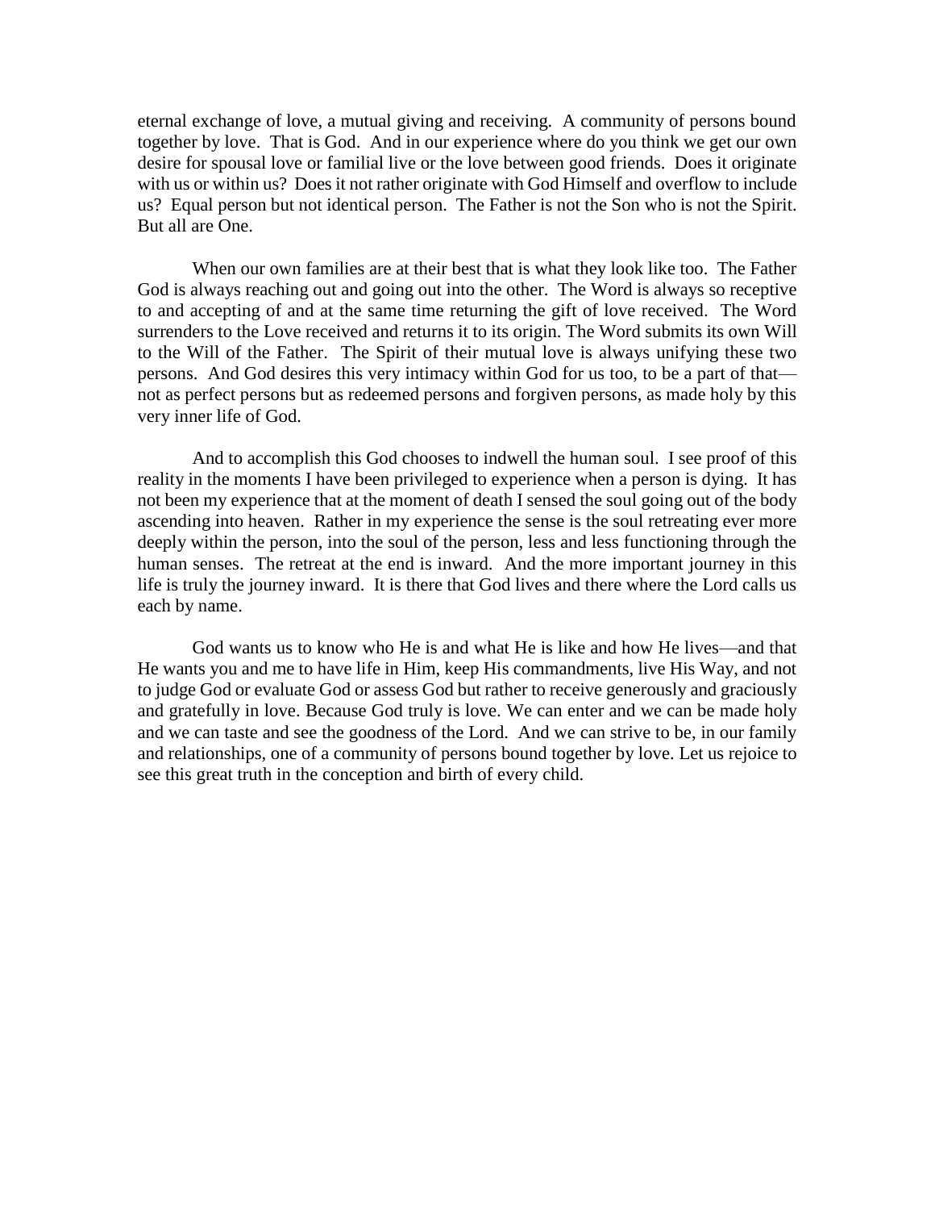eternal exchange of love, a mutual giving and receiving. A community of persons bound together by love. That is God. And in our experience where do you think we get our own desire for spousal love or familial live or the love between good friends. Does it originate with us or within us? Does it not rather originate with God Himself and overflow to include us? Equal person but not identical person. The Father is not the Son who is not the Spirit. But all are One.

When our own families are at their best that is what they look like too. The Father God is always reaching out and going out into the other. The Word is always so receptive to and accepting of and at the same time returning the gift of love received. The Word surrenders to the Love received and returns it to its origin. The Word submits its own Will to the Will of the Father. The Spirit of their mutual love is always unifying these two persons. And God desires this very intimacy within God for us too, to be a part of that—not as perfect persons but as redeemed persons and forgiven persons, as made holy by this very inner life of God.

And to accomplish this God chooses to indwell the human soul. I see proof of this reality in the moments I have been privileged to experience when a person is dying. It has not been my experience that at the moment of death I sensed the soul going out of the body ascending into heaven. Rather in my experience the sense is the soul retreating ever more deeply within the person, into the soul of the person, less and less functioning through the human senses. The retreat at the end is inward. And the more important journey in this life is truly the journey inward. It is there that God lives and there where the Lord calls us each by name.

God wants us to know who He is and what He is like and how He lives—and that He wants you and me to have life in Him, keep His commandments, live His Way, and not to judge God or evaluate God or assess God but rather to receive generously and graciously and gratefully in love. Because God truly is love. We can enter and we can be made holy and we can taste and see the goodness of the Lord. And we can strive to be, in our family and relationships, one of a community of persons bound together by love. Let us rejoice to see this great truth in the conception and birth of every child.